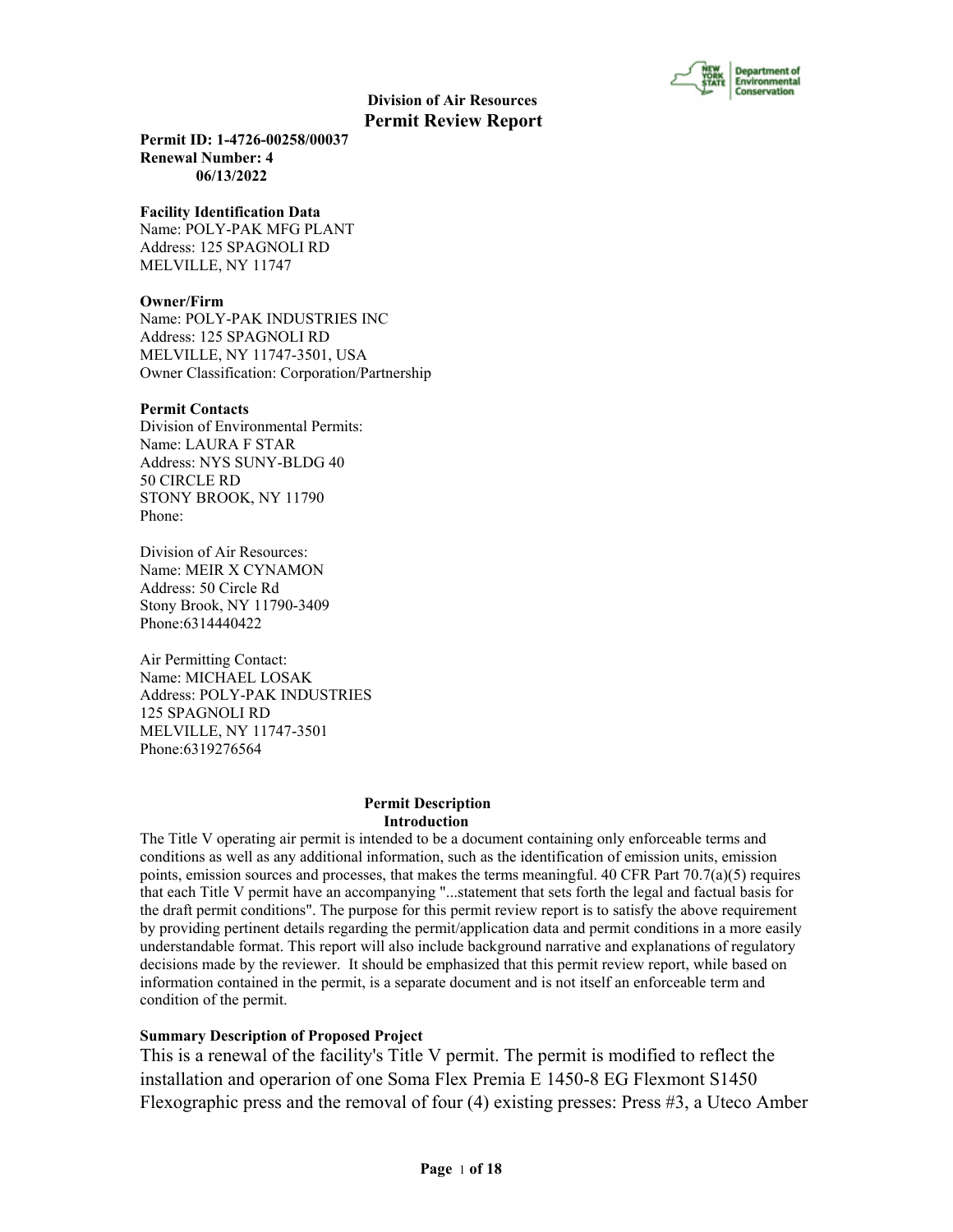## Division of Air Resources
# Permit Review Report

**Permit ID: 1-4726-00258/00037**
**Renewal Number: 4**
**06/13/2022**

**Facility Identification Data**
Name: POLY-PAK MFG PLANT
Address: 125 SPAGNOLI RD
MELVILLE, NY 11747

**Owner/Firm**
Name: POLY-PAK INDUSTRIES INC
Address: 125 SPAGNOLI RD
MELVILLE, NY 11747-3501, USA
Owner Classification: Corporation/Partnership

**Permit Contacts**
Division of Environmental Permits:
Name: LAURA F STAR
Address: NYS SUNY-BLDG 40
50 CIRCLE RD
STONY BROOK, NY 11790
Phone:

Division of Air Resources:
Name: MEIR X CYNAMON
Address: 50 Circle Rd
Stony Brook, NY 11790-3409
Phone:6314440422

Air Permitting Contact:
Name: MICHAEL LOSAK
Address: POLY-PAK INDUSTRIES
125 SPAGNOLI RD
MELVILLE, NY 11747-3501
Phone:6319276564

## Permit Description
### Introduction

The Title V operating air permit is intended to be a document containing only enforceable terms and conditions as well as any additional information, such as the identification of emission units, emission points, emission sources and processes, that makes the terms meaningful. 40 CFR Part 70.7(a)(5) requires that each Title V permit have an accompanying "...statement that sets forth the legal and factual basis for the draft permit conditions". The purpose for this permit review report is to satisfy the above requirement by providing pertinent details regarding the permit/application data and permit conditions in a more easily understandable format. This report will also include background narrative and explanations of regulatory decisions made by the reviewer. It should be emphasized that this permit review report, while based on information contained in the permit, is a separate document and is not itself an enforceable term and condition of the permit.

**Summary Description of Proposed Project**

This is a renewal of the facility's Title V permit. The permit is modified to reflect the installation and operarion of one Soma Flex Premia E 1450-8 EG Flexmont S1450 Flexographic press and the removal of four (4) existing presses: Press #3, a Uteco Amber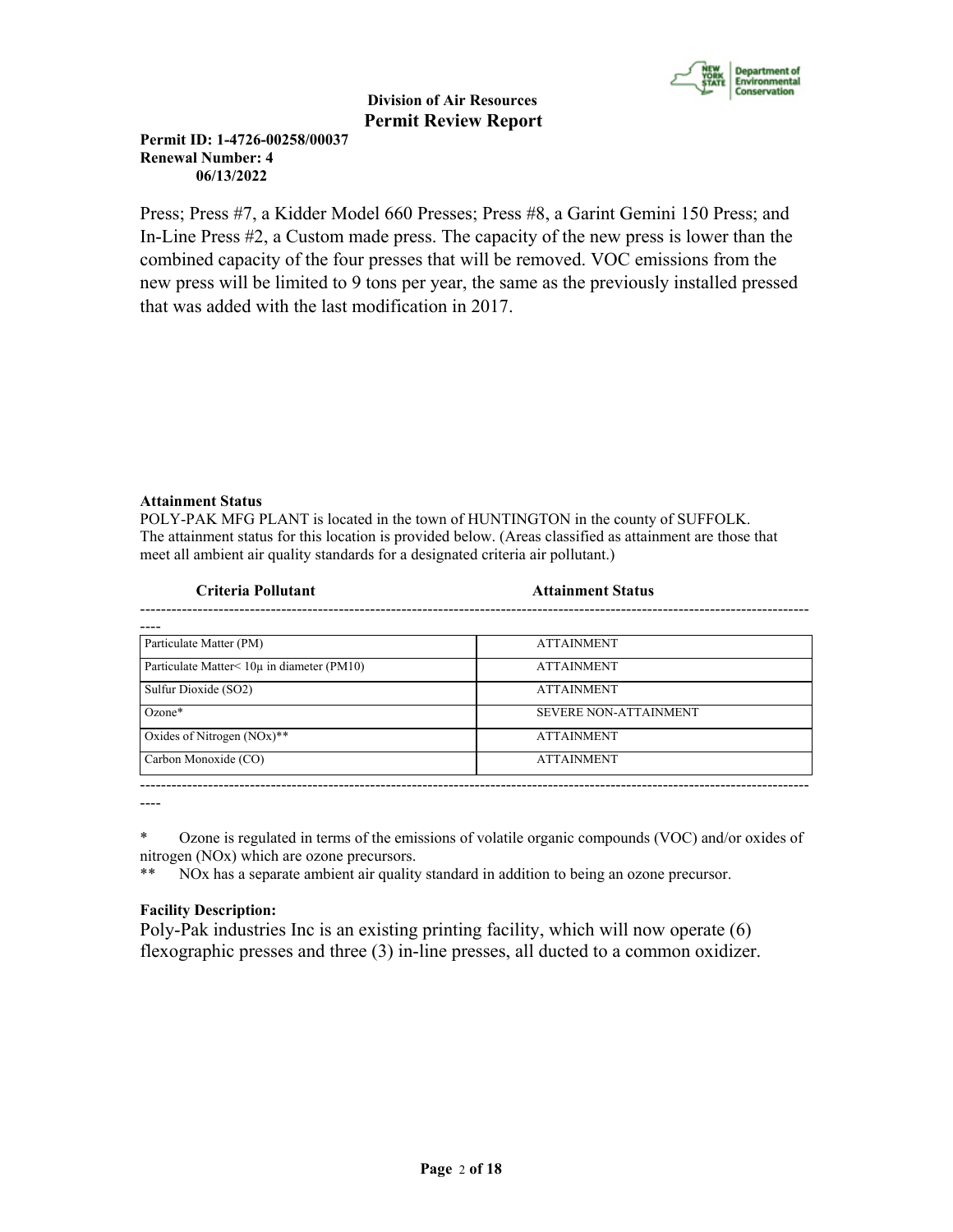Press; Press #7, a Kidder Model 660 Presses; Press #8, a Garint Gemini 150 Press; and In-Line Press #2, a Custom made press. The capacity of the new press is lower than the combined capacity of the four presses that will be removed. VOC emissions from the new press will be limited to 9 tons per year, the same as the previously installed pressed that was added with the last modification in 2017.

**Attainment Status**

POLY-PAK MFG PLANT is located in the town of HUNTINGTON in the county of SUFFOLK. The attainment status for this location is provided below. (Areas classified as attainment are those that meet all ambient air quality standards for a designated criteria air pollutant.)

| Criteria Pollutant | Attainment Status |
|---|---|
| Particulate Matter (PM) | ATTAINMENT |
| Particulate Matter< 10μ in diameter (PM10) | ATTAINMENT |
| Sulfur Dioxide (SO2) | ATTAINMENT |
| Ozone* | SEVERE NON-ATTAINMENT |
| Oxides of Nitrogen (NOx)** | ATTAINMENT |
| Carbon Monoxide (CO) | ATTAINMENT |

\* Ozone is regulated in terms of the emissions of volatile organic compounds (VOC) and/or oxides of nitrogen (NOx) which are ozone precursors.

\*\* NOx has a separate ambient air quality standard in addition to being an ozone precursor.

**Facility Description:**

Poly-Pak industries Inc is an existing printing facility, which will now operate (6) flexographic presses and three (3) in-line presses, all ducted to a common oxidizer.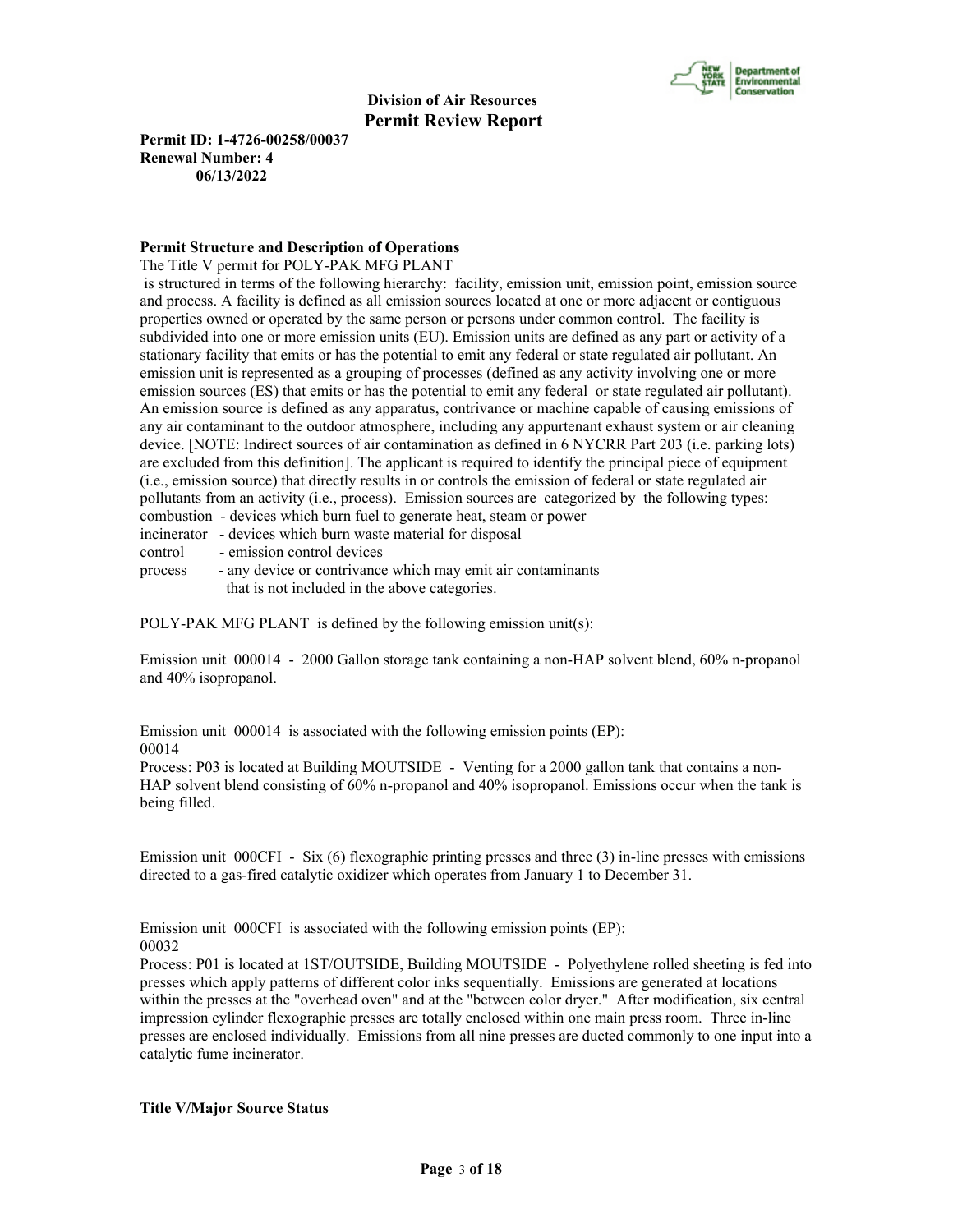**Division of Air Resources**
**Permit Review Report**

**Permit ID: 1-4726-00258/00037**
**Renewal Number: 4**
**06/13/2022**

**Permit Structure and Description of Operations**

The Title V permit for POLY-PAK MFG PLANT is structured in terms of the following hierarchy: facility, emission unit, emission point, emission source and process. A facility is defined as all emission sources located at one or more adjacent or contiguous properties owned or operated by the same person or persons under common control. The facility is subdivided into one or more emission units (EU). Emission units are defined as any part or activity of a stationary facility that emits or has the potential to emit any federal or state regulated air pollutant. An emission unit is represented as a grouping of processes (defined as any activity involving one or more emission sources (ES) that emits or has the potential to emit any federal or state regulated air pollutant). An emission source is defined as any apparatus, contrivance or machine capable of causing emissions of any air contaminant to the outdoor atmosphere, including any appurtenant exhaust system or air cleaning device. [NOTE: Indirect sources of air contamination as defined in 6 NYCRR Part 203 (i.e. parking lots) are excluded from this definition]. The applicant is required to identify the principal piece of equipment (i.e., emission source) that directly results in or controls the emission of federal or state regulated air pollutants from an activity (i.e., process). Emission sources are categorized by the following types:

combustion - devices which burn fuel to generate heat, steam or power
incinerator - devices which burn waste material for disposal
control - emission control devices
process - any device or contrivance which may emit air contaminants that is not included in the above categories.

POLY-PAK MFG PLANT is defined by the following emission unit(s):

Emission unit 000014 - 2000 Gallon storage tank containing a non-HAP solvent blend, 60% n-propanol and 40% isopropanol.

Emission unit 000014 is associated with the following emission points (EP):
00014
Process: P03 is located at Building MOUTSIDE - Venting for a 2000 gallon tank that contains a non-HAP solvent blend consisting of 60% n-propanol and 40% isopropanol. Emissions occur when the tank is being filled.

Emission unit 000CFI - Six (6) flexographic printing presses and three (3) in-line presses with emissions directed to a gas-fired catalytic oxidizer which operates from January 1 to December 31.

Emission unit 000CFI is associated with the following emission points (EP):
00032
Process: P01 is located at 1ST/OUTSIDE, Building MOUTSIDE - Polyethylene rolled sheeting is fed into presses which apply patterns of different color inks sequentially. Emissions are generated at locations within the presses at the "overhead oven" and at the "between color dryer." After modification, six central impression cylinder flexographic presses are totally enclosed within one main press room. Three in-line presses are enclosed individually. Emissions from all nine presses are ducted commonly to one input into a catalytic fume incinerator.

**Title V/Major Source Status**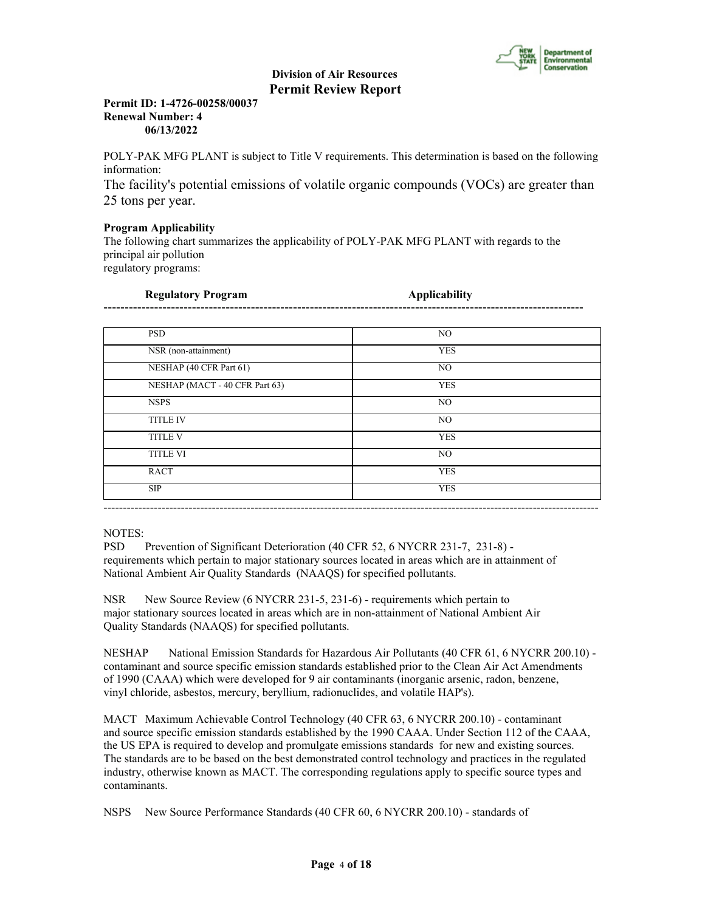**Division of Air Resources**
**Permit Review Report**

**Permit ID: 1-4726-00258/00037**
**Renewal Number: 4**
**06/13/2022**

POLY-PAK MFG PLANT is subject to Title V requirements. This determination is based on the following information:

The facility's potential emissions of volatile organic compounds (VOCs) are greater than 25 tons per year.

**Program Applicability**

The following chart summarizes the applicability of POLY-PAK MFG PLANT with regards to the principal air pollution regulatory programs:

| Regulatory Program | Applicability |
|---|---|
| PSD | NO |
| NSR (non-attainment) | YES |
| NESHAP (40 CFR Part 61) | NO |
| NESHAP (MACT - 40 CFR Part 63) | YES |
| NSPS | NO |
| TITLE IV | NO |
| TITLE V | YES |
| TITLE VI | NO |
| RACT | YES |
| SIP | YES |

NOTES:

PSD Prevention of Significant Deterioration (40 CFR 52, 6 NYCRR 231-7, 231-8) - requirements which pertain to major stationary sources located in areas which are in attainment of National Ambient Air Quality Standards (NAAQS) for specified pollutants.

NSR New Source Review (6 NYCRR 231-5, 231-6) - requirements which pertain to major stationary sources located in areas which are in non-attainment of National Ambient Air Quality Standards (NAAQS) for specified pollutants.

NESHAP National Emission Standards for Hazardous Air Pollutants (40 CFR 61, 6 NYCRR 200.10) - contaminant and source specific emission standards established prior to the Clean Air Act Amendments of 1990 (CAAA) which were developed for 9 air contaminants (inorganic arsenic, radon, benzene, vinyl chloride, asbestos, mercury, beryllium, radionuclides, and volatile HAP's).

MACT Maximum Achievable Control Technology (40 CFR 63, 6 NYCRR 200.10) - contaminant and source specific emission standards established by the 1990 CAAA. Under Section 112 of the CAAA, the US EPA is required to develop and promulgate emissions standards for new and existing sources. The standards are to be based on the best demonstrated control technology and practices in the regulated industry, otherwise known as MACT. The corresponding regulations apply to specific source types and contaminants.

NSPS New Source Performance Standards (40 CFR 60, 6 NYCRR 200.10) - standards of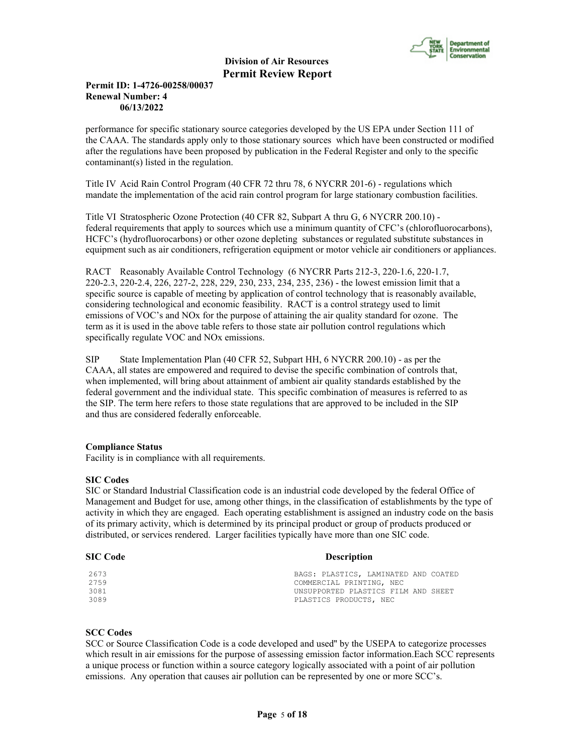performance for specific stationary source categories developed by the US EPA under Section 111 of the CAAA. The standards apply only to those stationary sources which have been constructed or modified after the regulations have been proposed by publication in the Federal Register and only to the specific contaminant(s) listed in the regulation.

Title IV Acid Rain Control Program (40 CFR 72 thru 78, 6 NYCRR 201-6) - regulations which mandate the implementation of the acid rain control program for large stationary combustion facilities.

Title VI Stratospheric Ozone Protection (40 CFR 82, Subpart A thru G, 6 NYCRR 200.10) - federal requirements that apply to sources which use a minimum quantity of CFC's (chlorofluorocarbons), HCFC's (hydrofluorocarbons) or other ozone depleting substances or regulated substitute substances in equipment such as air conditioners, refrigeration equipment or motor vehicle air conditioners or appliances.

RACT Reasonably Available Control Technology (6 NYCRR Parts 212-3, 220-1.6, 220-1.7, 220-2.3, 220-2.4, 226, 227-2, 228, 229, 230, 233, 234, 235, 236) - the lowest emission limit that a specific source is capable of meeting by application of control technology that is reasonably available, considering technological and economic feasibility. RACT is a control strategy used to limit emissions of VOC's and NOx for the purpose of attaining the air quality standard for ozone. The term as it is used in the above table refers to those state air pollution control regulations which specifically regulate VOC and NOx emissions.

SIP State Implementation Plan (40 CFR 52, Subpart HH, 6 NYCRR 200.10) - as per the CAAA, all states are empowered and required to devise the specific combination of controls that, when implemented, will bring about attainment of ambient air quality standards established by the federal government and the individual state. This specific combination of measures is referred to as the SIP. The term here refers to those state regulations that are approved to be included in the SIP and thus are considered federally enforceable.

**Compliance Status**

Facility is in compliance with all requirements.

**SIC Codes**

SIC or Standard Industrial Classification code is an industrial code developed by the federal Office of Management and Budget for use, among other things, in the classification of establishments by the type of activity in which they are engaged. Each operating establishment is assigned an industry code on the basis of its primary activity, which is determined by its principal product or group of products produced or distributed, or services rendered. Larger facilities typically have more than one SIC code.

| SIC Code | Description |
|---|---|
| 2673 | BAGS: PLASTICS, LAMINATED AND COATED |
| 2759 | COMMERCIAL PRINTING, NEC |
| 3081 | UNSUPPORTED PLASTICS FILM AND SHEET |
| 3089 | PLASTICS PRODUCTS, NEC |

**SCC Codes**

SCC or Source Classification Code is a code developed and used" by the USEPA to categorize processes which result in air emissions for the purpose of assessing emission factor information.Each SCC represents a unique process or function within a source category logically associated with a point of air pollution emissions. Any operation that causes air pollution can be represented by one or more SCC's.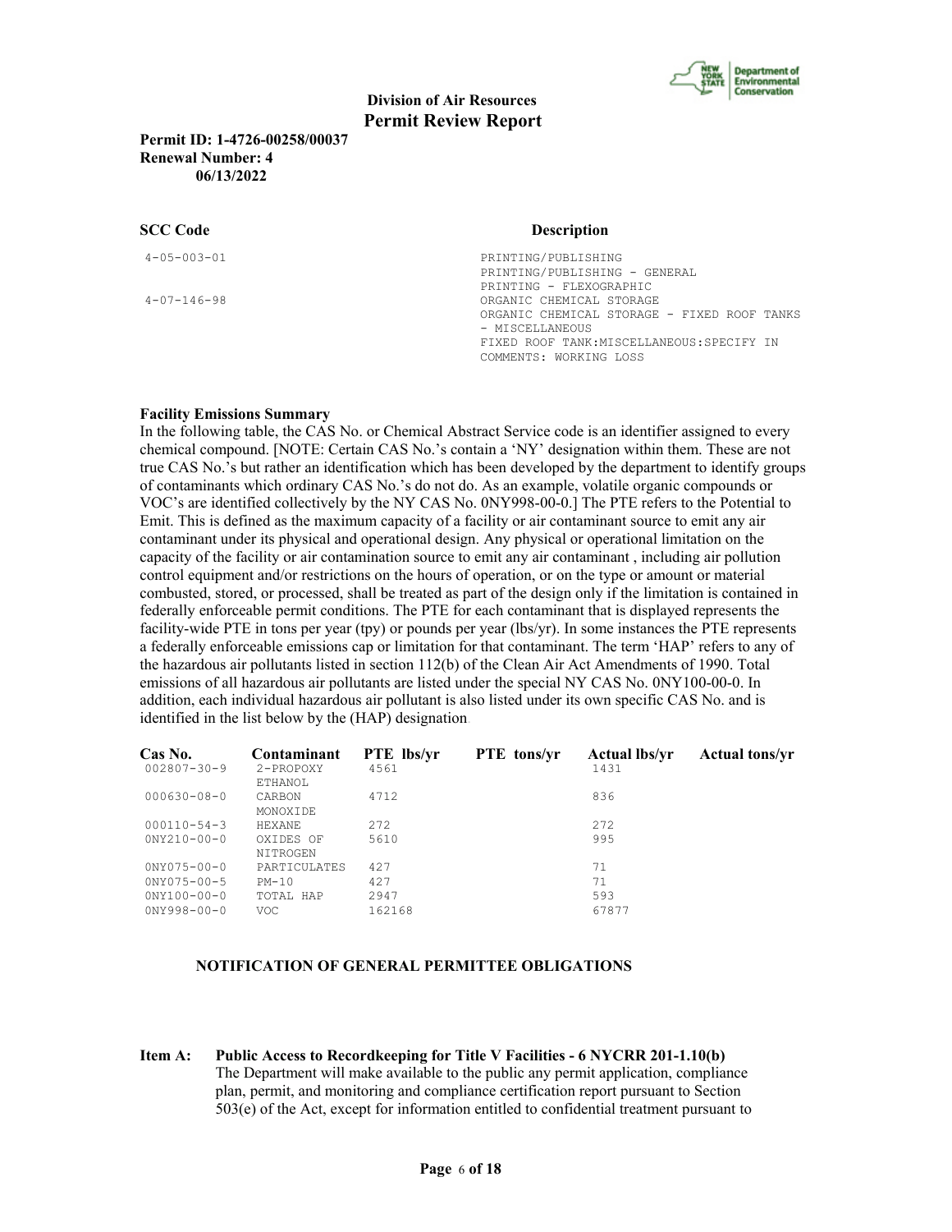**Division of Air Resources**
**Permit Review Report**

**Permit ID: 1-4726-00258/00037**
**Renewal Number: 4**
**06/13/2022**

| SCC Code | Description |
|---|---|
| 4-05-003-01 | PRINTING/PUBLISHING<br>PRINTING/PUBLISHING - GENERAL<br>PRINTING - FLEXOGRAPHIC |
| 4-07-146-98 | ORGANIC CHEMICAL STORAGE<br>ORGANIC CHEMICAL STORAGE - FIXED ROOF TANKS - MISCELLANEOUS<br>FIXED ROOF TANK:MISCELLANEOUS:SPECIFY IN COMMENTS: WORKING LOSS |

**Facility Emissions Summary**

In the following table, the CAS No. or Chemical Abstract Service code is an identifier assigned to every chemical compound. [NOTE: Certain CAS No.'s contain a 'NY' designation within them. These are not true CAS No.'s but rather an identification which has been developed by the department to identify groups of contaminants which ordinary CAS No.'s do not do. As an example, volatile organic compounds or VOC's are identified collectively by the NY CAS No. 0NY998-00-0.] The PTE refers to the Potential to Emit. This is defined as the maximum capacity of a facility or air contaminant source to emit any air contaminant under its physical and operational design. Any physical or operational limitation on the capacity of the facility or air contamination source to emit any air contaminant , including air pollution control equipment and/or restrictions on the hours of operation, or on the type or amount or material combusted, stored, or processed, shall be treated as part of the design only if the limitation is contained in federally enforceable permit conditions. The PTE for each contaminant that is displayed represents the facility-wide PTE in tons per year (tpy) or pounds per year (lbs/yr). In some instances the PTE represents a federally enforceable emissions cap or limitation for that contaminant. The term 'HAP' refers to any of the hazardous air pollutants listed in section 112(b) of the Clean Air Act Amendments of 1990. Total emissions of all hazardous air pollutants are listed under the special NY CAS No. 0NY100-00-0. In addition, each individual hazardous air pollutant is also listed under its own specific CAS No. and is identified in the list below by the (HAP) designation.

| Cas No. | Contaminant | PTE lbs/yr | PTE tons/yr | Actual lbs/yr | Actual tons/yr |
|---|---|---|---|---|---|
| 002807-30-9 | 2-PROPOXY ETHANOL | 4561 | | 1431 | |
| 000630-08-0 | CARBON MONOXIDE | 4712 | | 836 | |
| 000110-54-3 | HEXANE | 272 | | 272 | |
| 0NY210-00-0 | OXIDES OF NITROGEN | 5610 | | 995 | |
| 0NY075-00-0 | PARTICULATES | 427 | | 71 | |
| 0NY075-00-5 | PM-10 | 427 | | 71 | |
| 0NY100-00-0 | TOTAL HAP | 2947 | | 593 | |
| 0NY998-00-0 | VOC | 162168 | | 67877 | |

**NOTIFICATION OF GENERAL PERMITTEE OBLIGATIONS**

**Item A: Public Access to Recordkeeping for Title V Facilities - 6 NYCRR 201-1.10(b)**
The Department will make available to the public any permit application, compliance plan, permit, and monitoring and compliance certification report pursuant to Section 503(e) of the Act, except for information entitled to confidential treatment pursuant to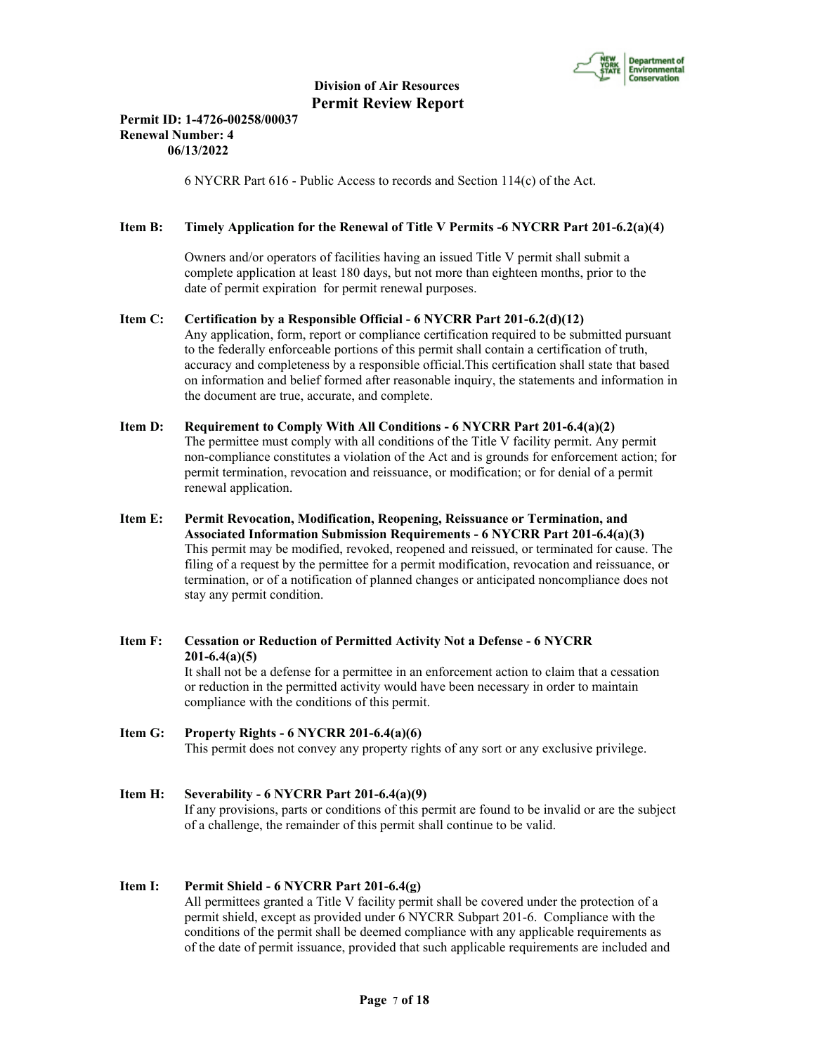6 NYCRR Part 616 - Public Access to records and Section 114(c) of the Act.

**Item B: Timely Application for the Renewal of Title V Permits -6 NYCRR Part 201-6.2(a)(4)**

Owners and/or operators of facilities having an issued Title V permit shall submit a complete application at least 180 days, but not more than eighteen months, prior to the date of permit expiration for permit renewal purposes.

**Item C: Certification by a Responsible Official - 6 NYCRR Part 201-6.2(d)(12)**

Any application, form, report or compliance certification required to be submitted pursuant to the federally enforceable portions of this permit shall contain a certification of truth, accuracy and completeness by a responsible official.This certification shall state that based on information and belief formed after reasonable inquiry, the statements and information in the document are true, accurate, and complete.

**Item D: Requirement to Comply With All Conditions - 6 NYCRR Part 201-6.4(a)(2)**

The permittee must comply with all conditions of the Title V facility permit. Any permit non-compliance constitutes a violation of the Act and is grounds for enforcement action; for permit termination, revocation and reissuance, or modification; or for denial of a permit renewal application.

**Item E: Permit Revocation, Modification, Reopening, Reissuance or Termination, and Associated Information Submission Requirements - 6 NYCRR Part 201-6.4(a)(3)**

This permit may be modified, revoked, reopened and reissued, or terminated for cause. The filing of a request by the permittee for a permit modification, revocation and reissuance, or termination, or of a notification of planned changes or anticipated noncompliance does not stay any permit condition.

**Item F: Cessation or Reduction of Permitted Activity Not a Defense - 6 NYCRR 201-6.4(a)(5)**

It shall not be a defense for a permittee in an enforcement action to claim that a cessation or reduction in the permitted activity would have been necessary in order to maintain compliance with the conditions of this permit.

**Item G: Property Rights - 6 NYCRR 201-6.4(a)(6)**

This permit does not convey any property rights of any sort or any exclusive privilege.

**Item H: Severability - 6 NYCRR Part 201-6.4(a)(9)**

If any provisions, parts or conditions of this permit are found to be invalid or are the subject of a challenge, the remainder of this permit shall continue to be valid.

**Item I: Permit Shield - 6 NYCRR Part 201-6.4(g)**

All permittees granted a Title V facility permit shall be covered under the protection of a permit shield, except as provided under 6 NYCRR Subpart 201-6. Compliance with the conditions of the permit shall be deemed compliance with any applicable requirements as of the date of permit issuance, provided that such applicable requirements are included and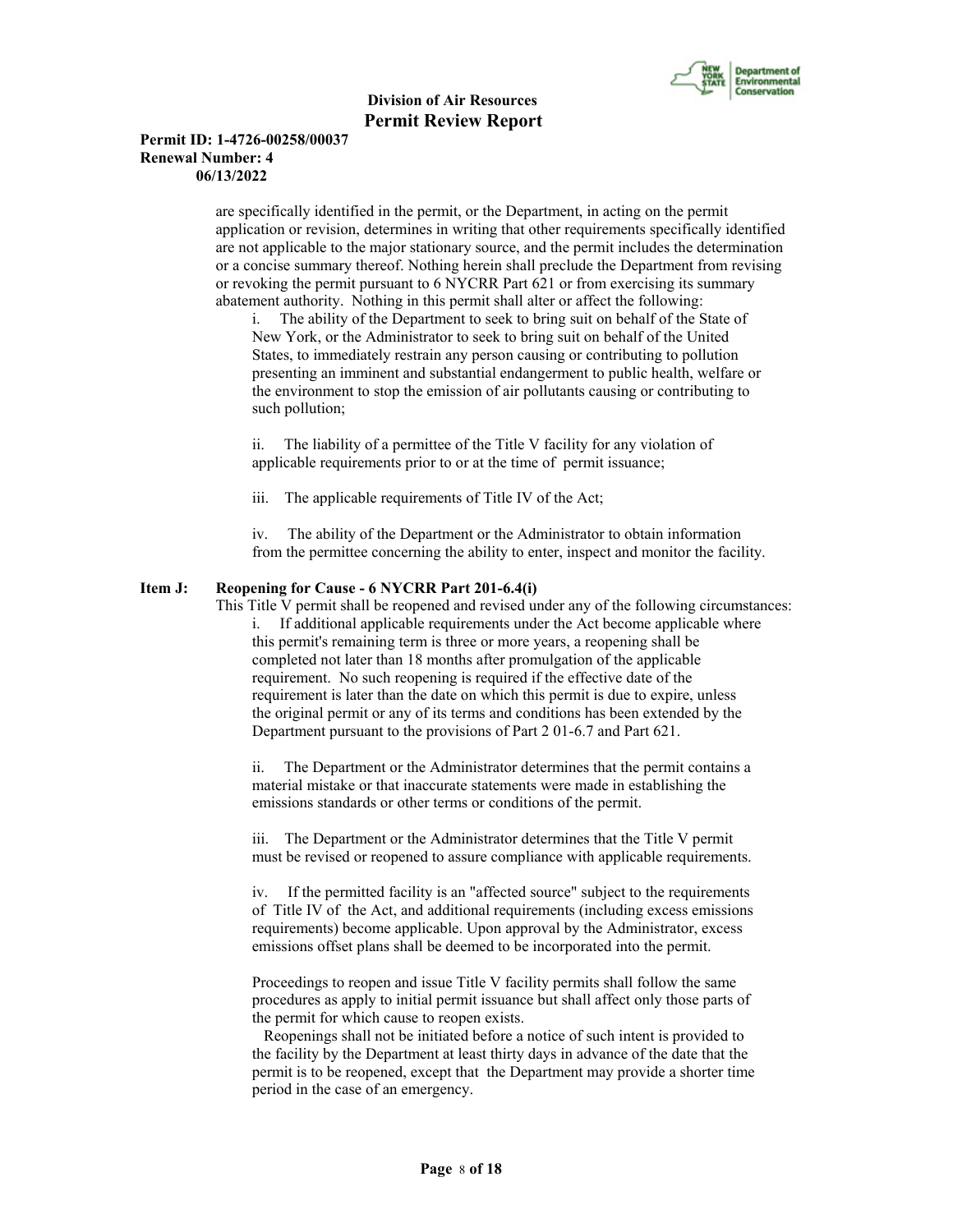are specifically identified in the permit, or the Department, in acting on the permit application or revision, determines in writing that other requirements specifically identified are not applicable to the major stationary source, and the permit includes the determination or a concise summary thereof. Nothing herein shall preclude the Department from revising or revoking the permit pursuant to 6 NYCRR Part 621 or from exercising its summary abatement authority. Nothing in this permit shall alter or affect the following:

i. The ability of the Department to seek to bring suit on behalf of the State of New York, or the Administrator to seek to bring suit on behalf of the United States, to immediately restrain any person causing or contributing to pollution presenting an imminent and substantial endangerment to public health, welfare or the environment to stop the emission of air pollutants causing or contributing to such pollution;

ii. The liability of a permittee of the Title V facility for any violation of applicable requirements prior to or at the time of permit issuance;

iii. The applicable requirements of Title IV of the Act;

iv. The ability of the Department or the Administrator to obtain information from the permittee concerning the ability to enter, inspect and monitor the facility.

**Item J: Reopening for Cause - 6 NYCRR Part 201-6.4(i)**

This Title V permit shall be reopened and revised under any of the following circumstances:

i. If additional applicable requirements under the Act become applicable where this permit's remaining term is three or more years, a reopening shall be completed not later than 18 months after promulgation of the applicable requirement. No such reopening is required if the effective date of the requirement is later than the date on which this permit is due to expire, unless the original permit or any of its terms and conditions has been extended by the Department pursuant to the provisions of Part 2 01-6.7 and Part 621.

ii. The Department or the Administrator determines that the permit contains a material mistake or that inaccurate statements were made in establishing the emissions standards or other terms or conditions of the permit.

iii. The Department or the Administrator determines that the Title V permit must be revised or reopened to assure compliance with applicable requirements.

iv. If the permitted facility is an "affected source" subject to the requirements of Title IV of the Act, and additional requirements (including excess emissions requirements) become applicable. Upon approval by the Administrator, excess emissions offset plans shall be deemed to be incorporated into the permit.

Proceedings to reopen and issue Title V facility permits shall follow the same procedures as apply to initial permit issuance but shall affect only those parts of the permit for which cause to reopen exists.

Reopenings shall not be initiated before a notice of such intent is provided to the facility by the Department at least thirty days in advance of the date that the permit is to be reopened, except that the Department may provide a shorter time period in the case of an emergency.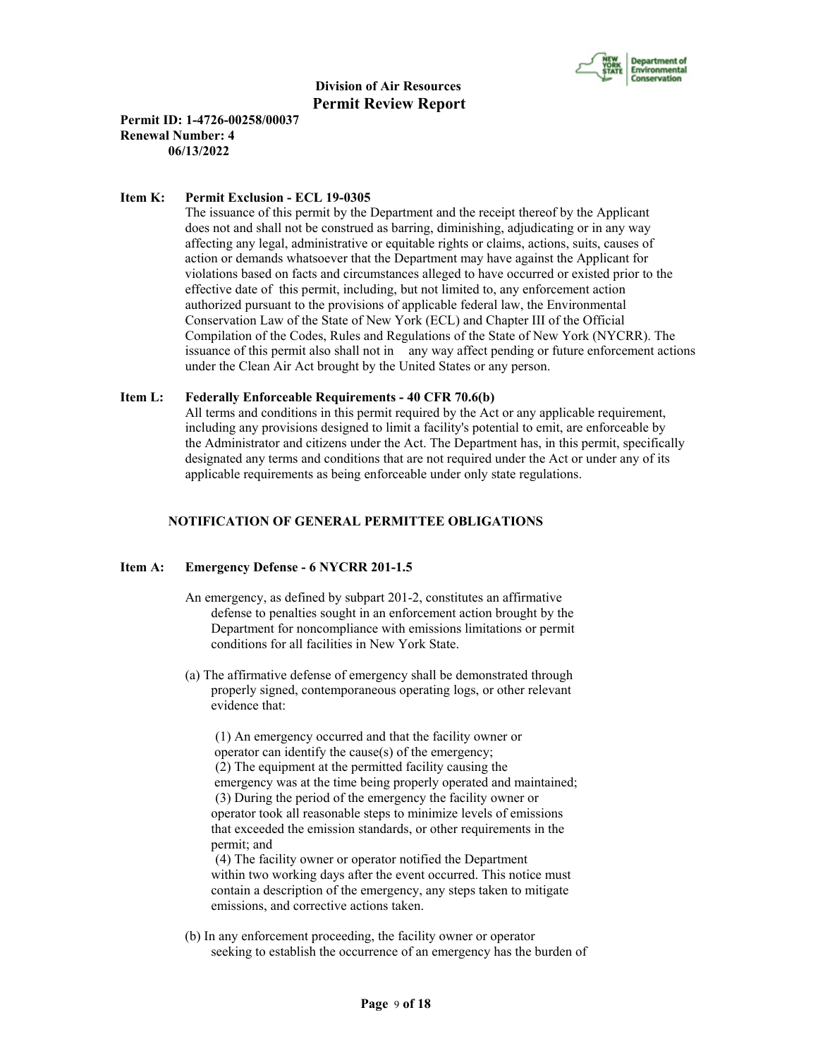**Item K: Permit Exclusion - ECL 19-0305**

The issuance of this permit by the Department and the receipt thereof by the Applicant does not and shall not be construed as barring, diminishing, adjudicating or in any way affecting any legal, administrative or equitable rights or claims, actions, suits, causes of action or demands whatsoever that the Department may have against the Applicant for violations based on facts and circumstances alleged to have occurred or existed prior to the effective date of this permit, including, but not limited to, any enforcement action authorized pursuant to the provisions of applicable federal law, the Environmental Conservation Law of the State of New York (ECL) and Chapter III of the Official Compilation of the Codes, Rules and Regulations of the State of New York (NYCRR). The issuance of this permit also shall not in any way affect pending or future enforcement actions under the Clean Air Act brought by the United States or any person.

**Item L: Federally Enforceable Requirements - 40 CFR 70.6(b)**

All terms and conditions in this permit required by the Act or any applicable requirement, including any provisions designed to limit a facility's potential to emit, are enforceable by the Administrator and citizens under the Act. The Department has, in this permit, specifically designated any terms and conditions that are not required under the Act or under any of its applicable requirements as being enforceable under only state regulations.

## NOTIFICATION OF GENERAL PERMITTEE OBLIGATIONS

**Item A: Emergency Defense - 6 NYCRR 201-1.5**

An emergency, as defined by subpart 201-2, constitutes an affirmative defense to penalties sought in an enforcement action brought by the Department for noncompliance with emissions limitations or permit conditions for all facilities in New York State.

(a) The affirmative defense of emergency shall be demonstrated through properly signed, contemporaneous operating logs, or other relevant evidence that:

(1) An emergency occurred and that the facility owner or operator can identify the cause(s) of the emergency;
(2) The equipment at the permitted facility causing the emergency was at the time being properly operated and maintained;
(3) During the period of the emergency the facility owner or operator took all reasonable steps to minimize levels of emissions that exceeded the emission standards, or other requirements in the permit; and
(4) The facility owner or operator notified the Department within two working days after the event occurred. This notice must contain a description of the emergency, any steps taken to mitigate emissions, and corrective actions taken.

(b) In any enforcement proceeding, the facility owner or operator seeking to establish the occurrence of an emergency has the burden of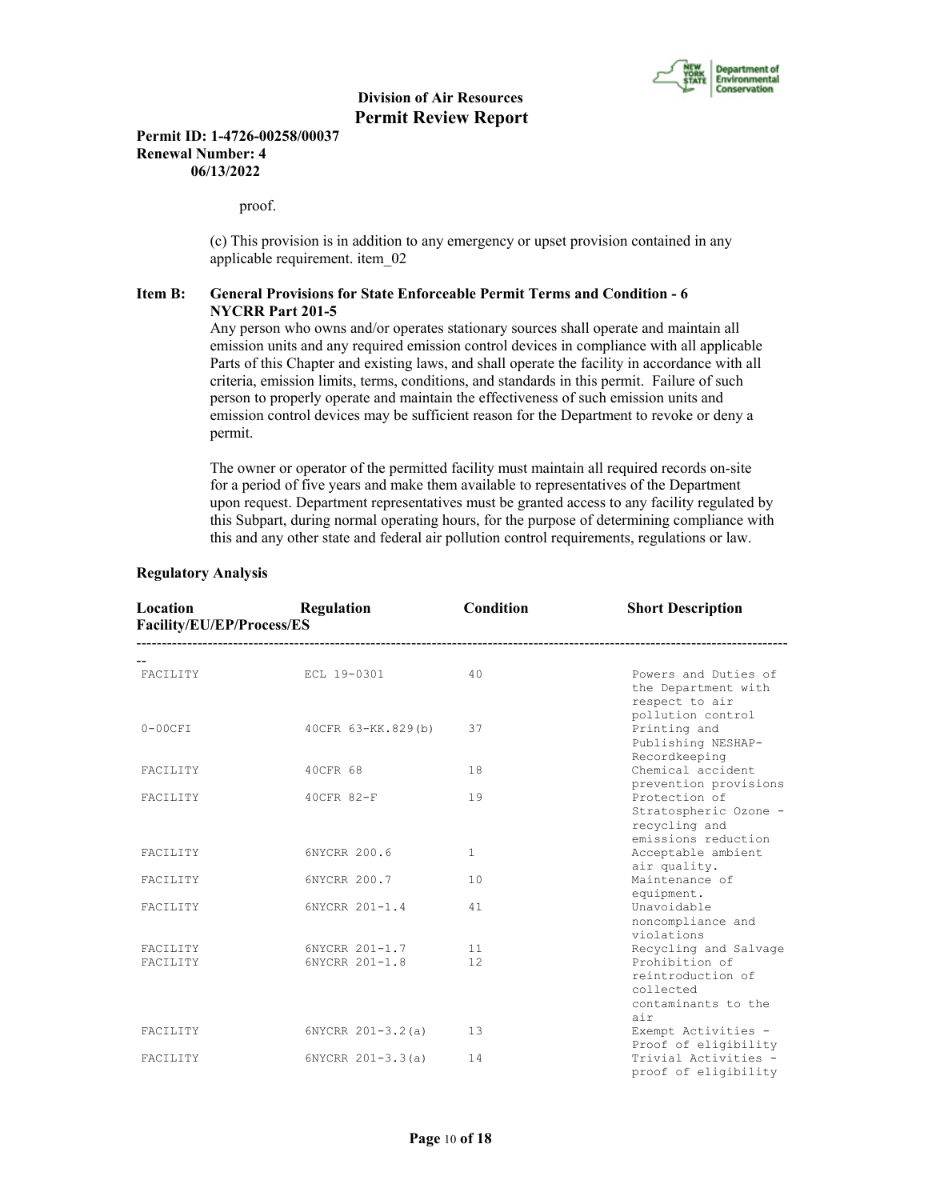proof.

(c) This provision is in addition to any emergency or upset provision contained in any applicable requirement. item_02

**Item B: General Provisions for State Enforceable Permit Terms and Condition - 6 NYCRR Part 201-5**

Any person who owns and/or operates stationary sources shall operate and maintain all emission units and any required emission control devices in compliance with all applicable Parts of this Chapter and existing laws, and shall operate the facility in accordance with all criteria, emission limits, terms, conditions, and standards in this permit. Failure of such person to properly operate and maintain the effectiveness of such emission units and emission control devices may be sufficient reason for the Department to revoke or deny a permit.

The owner or operator of the permitted facility must maintain all required records on-site for a period of five years and make them available to representatives of the Department upon request. Department representatives must be granted access to any facility regulated by this Subpart, during normal operating hours, for the purpose of determining compliance with this and any other state and federal air pollution control requirements, regulations or law.

**Regulatory Analysis**

| Location Facility/EU/EP/Process/ES | Regulation | Condition | Short Description |
|---|---|---|---|
| FACILITY | ECL 19-0301 | 40 | Powers and Duties of the Department with respect to air pollution control |
| 0-00CFI | 40CFR 63-KK.829(b) | 37 | Printing and Publishing NESHAP-Recordkeeping |
| FACILITY | 40CFR 68 | 18 | Chemical accident prevention provisions |
| FACILITY | 40CFR 82-F | 19 | Protection of Stratospheric Ozone - recycling and emissions reduction |
| FACILITY | 6NYCRR 200.6 | 1 | Acceptable ambient air quality. |
| FACILITY | 6NYCRR 200.7 | 10 | Maintenance of equipment. |
| FACILITY | 6NYCRR 201-1.4 | 41 | Unavoidable noncompliance and violations |
| FACILITY | 6NYCRR 201-1.7 | 11 | Recycling and Salvage |
| FACILITY | 6NYCRR 201-1.8 | 12 | Prohibition of reintroduction of collected contaminants to the air |
| FACILITY | 6NYCRR 201-3.2(a) | 13 | Exempt Activities - Proof of eligibility |
| FACILITY | 6NYCRR 201-3.3(a) | 14 | Trivial Activities - proof of eligibility |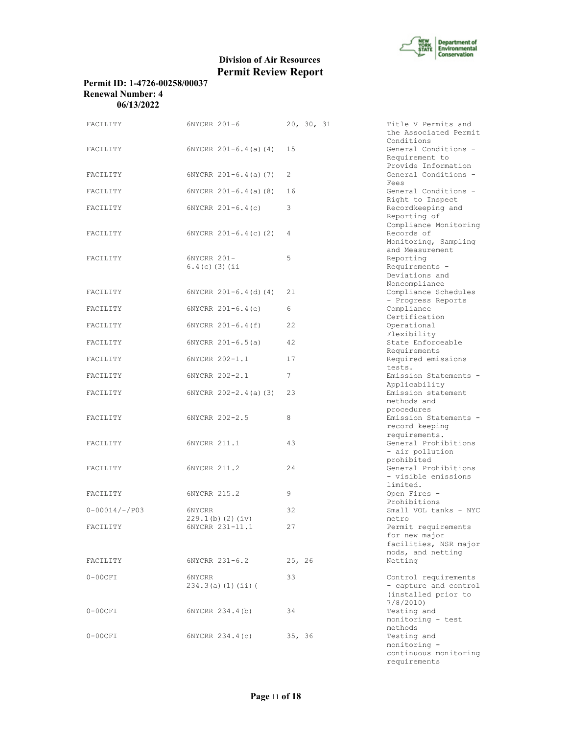**Division of Air Resources**
**Permit Review Report**

**Permit ID: 1-4726-00258/00037**
**Renewal Number: 4**
**06/13/2022**

| | | | |
|---|---|---|---|
| FACILITY | 6NYCRR 201-6 | 20, 30, 31 | Title V Permits and the Associated Permit Conditions |
| FACILITY | 6NYCRR 201-6.4(a)(4) | 15 | General Conditions - Requirement to Provide Information |
| FACILITY | 6NYCRR 201-6.4(a)(7) | 2 | General Conditions - Fees |
| FACILITY | 6NYCRR 201-6.4(a)(8) | 16 | General Conditions - Right to Inspect |
| FACILITY | 6NYCRR 201-6.4(c) | 3 | Recordkeeping and Reporting of Compliance Monitoring |
| FACILITY | 6NYCRR 201-6.4(c)(2) | 4 | Records of Monitoring, Sampling and Measurement |
| FACILITY | 6NYCRR 201-6.4(c)(3)(ii | 5 | Reporting Requirements - Deviations and Noncompliance |
| FACILITY | 6NYCRR 201-6.4(d)(4) | 21 | Compliance Schedules - Progress Reports |
| FACILITY | 6NYCRR 201-6.4(e) | 6 | Compliance Certification |
| FACILITY | 6NYCRR 201-6.4(f) | 22 | Operational Flexibility |
| FACILITY | 6NYCRR 201-6.5(a) | 42 | State Enforceable Requirements |
| FACILITY | 6NYCRR 202-1.1 | 17 | Required emissions tests. |
| FACILITY | 6NYCRR 202-2.1 | 7 | Emission Statements - Applicability |
| FACILITY | 6NYCRR 202-2.4(a)(3) | 23 | Emission statement methods and procedures |
| FACILITY | 6NYCRR 202-2.5 | 8 | Emission Statements - record keeping requirements. |
| FACILITY | 6NYCRR 211.1 | 43 | General Prohibitions - air pollution prohibited |
| FACILITY | 6NYCRR 211.2 | 24 | General Prohibitions - visible emissions limited. |
| FACILITY | 6NYCRR 215.2 | 9 | Open Fires - Prohibitions |
| 0-00014/-/P03 | 6NYCRR 229.1(b)(2)(iv) | 32 | Small VOL tanks - NYC metro |
| FACILITY | 6NYCRR 231-11.1 | 27 | Permit requirements for new major facilities, NSR major mods, and netting |
| FACILITY | 6NYCRR 231-6.2 | 25, 26 | Netting |
| 0-00CFI | 6NYCRR 234.3(a)(1)(ii)( | 33 | Control requirements - capture and control (installed prior to 7/8/2010) |
| 0-00CFI | 6NYCRR 234.4(b) | 34 | Testing and monitoring - test methods |
| 0-00CFI | 6NYCRR 234.4(c) | 35, 36 | Testing and monitoring - continuous monitoring requirements |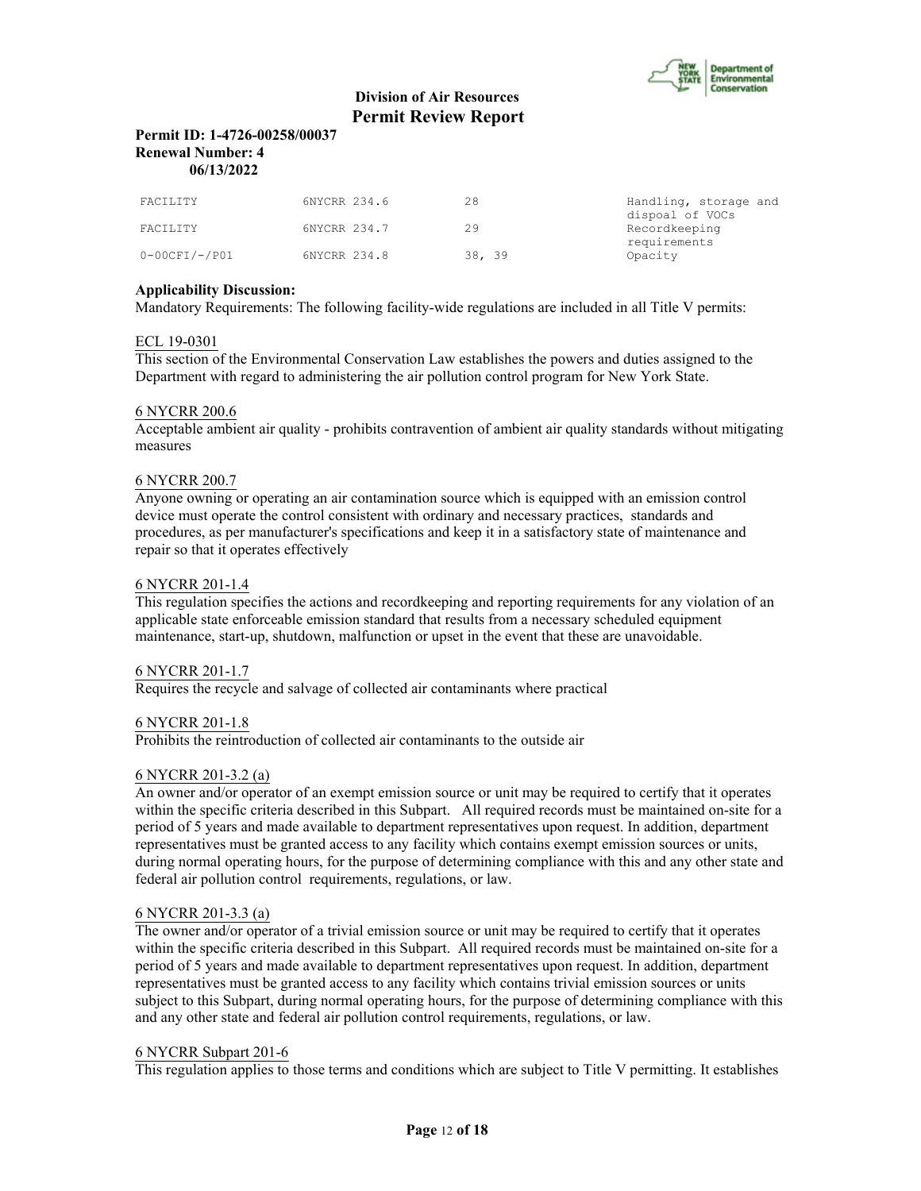**Division of Air Resources**
**Permit Review Report**

**Permit ID: 1-4726-00258/00037**
**Renewal Number: 4**
**06/13/2022**

| | | | |
|---|---|---|---|
| FACILITY | 6NYCRR 234.6 | 28 | Handling, storage and dispoal of VOCs |
| FACILITY | 6NYCRR 234.7 | 29 | Recordkeeping requirements |
| 0-00CFI/-/P01 | 6NYCRR 234.8 | 38, 39 | Opacity |

**Applicability Discussion:**
Mandatory Requirements: The following facility-wide regulations are included in all Title V permits:

ECL 19-0301
This section of the Environmental Conservation Law establishes the powers and duties assigned to the Department with regard to administering the air pollution control program for New York State.

6 NYCRR 200.6
Acceptable ambient air quality - prohibits contravention of ambient air quality standards without mitigating measures

6 NYCRR 200.7
Anyone owning or operating an air contamination source which is equipped with an emission control device must operate the control consistent with ordinary and necessary practices, standards and procedures, as per manufacturer's specifications and keep it in a satisfactory state of maintenance and repair so that it operates effectively

6 NYCRR 201-1.4
This regulation specifies the actions and recordkeeping and reporting requirements for any violation of an applicable state enforceable emission standard that results from a necessary scheduled equipment maintenance, start-up, shutdown, malfunction or upset in the event that these are unavoidable.

6 NYCRR 201-1.7
Requires the recycle and salvage of collected air contaminants where practical

6 NYCRR 201-1.8
Prohibits the reintroduction of collected air contaminants to the outside air

6 NYCRR 201-3.2 (a)
An owner and/or operator of an exempt emission source or unit may be required to certify that it operates within the specific criteria described in this Subpart. All required records must be maintained on-site for a period of 5 years and made available to department representatives upon request. In addition, department representatives must be granted access to any facility which contains exempt emission sources or units, during normal operating hours, for the purpose of determining compliance with this and any other state and federal air pollution control requirements, regulations, or law.

6 NYCRR 201-3.3 (a)
The owner and/or operator of a trivial emission source or unit may be required to certify that it operates within the specific criteria described in this Subpart. All required records must be maintained on-site for a period of 5 years and made available to department representatives upon request. In addition, department representatives must be granted access to any facility which contains trivial emission sources or units subject to this Subpart, during normal operating hours, for the purpose of determining compliance with this and any other state and federal air pollution control requirements, regulations, or law.

6 NYCRR Subpart 201-6
This regulation applies to those terms and conditions which are subject to Title V permitting. It establishes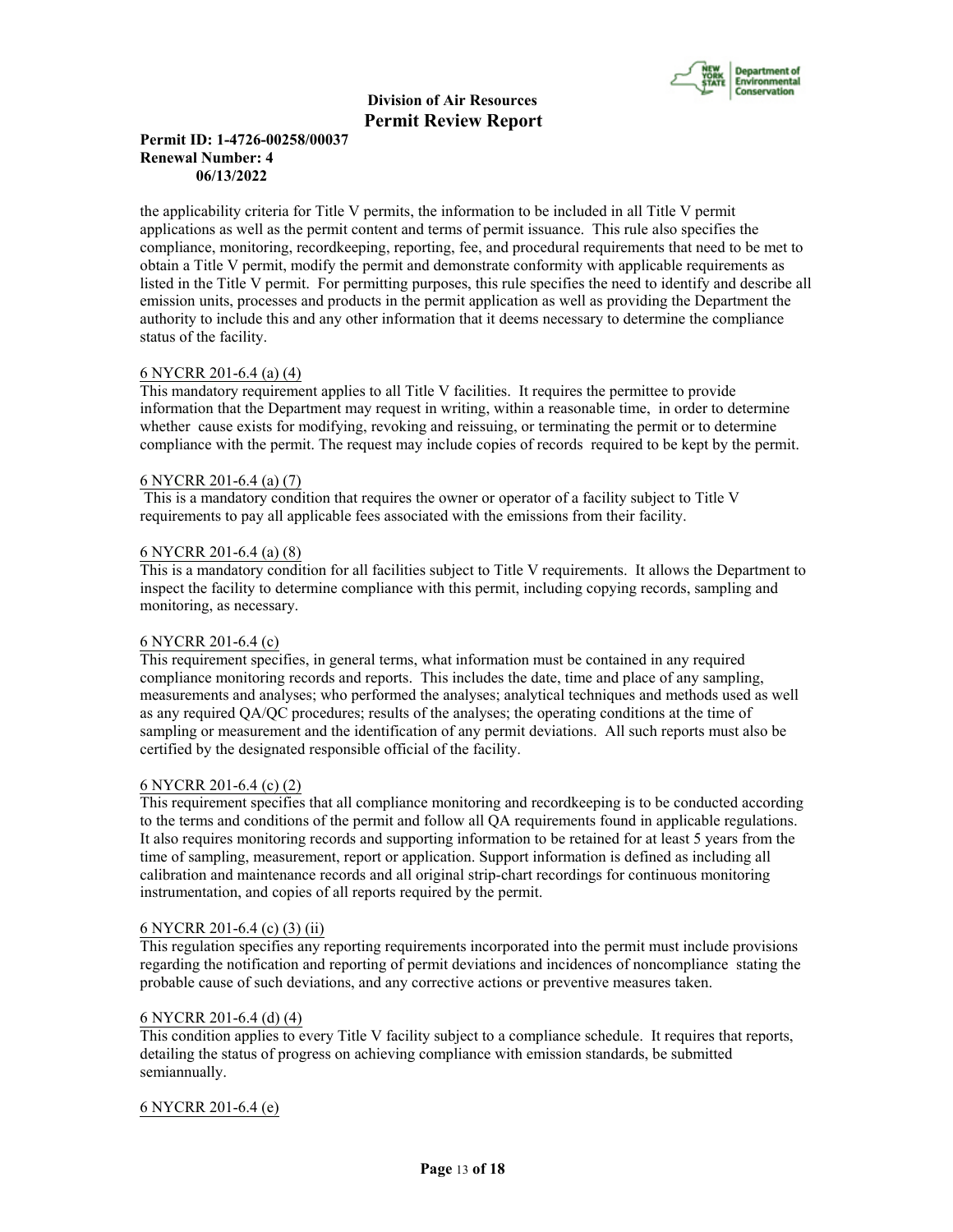the applicability criteria for Title V permits, the information to be included in all Title V permit applications as well as the permit content and terms of permit issuance. This rule also specifies the compliance, monitoring, recordkeeping, reporting, fee, and procedural requirements that need to be met to obtain a Title V permit, modify the permit and demonstrate conformity with applicable requirements as listed in the Title V permit. For permitting purposes, this rule specifies the need to identify and describe all emission units, processes and products in the permit application as well as providing the Department the authority to include this and any other information that it deems necessary to determine the compliance status of the facility.

6 NYCRR 201-6.4 (a) (4)
This mandatory requirement applies to all Title V facilities. It requires the permittee to provide information that the Department may request in writing, within a reasonable time, in order to determine whether cause exists for modifying, revoking and reissuing, or terminating the permit or to determine compliance with the permit. The request may include copies of records required to be kept by the permit.

6 NYCRR 201-6.4 (a) (7)
This is a mandatory condition that requires the owner or operator of a facility subject to Title V requirements to pay all applicable fees associated with the emissions from their facility.

6 NYCRR 201-6.4 (a) (8)
This is a mandatory condition for all facilities subject to Title V requirements. It allows the Department to inspect the facility to determine compliance with this permit, including copying records, sampling and monitoring, as necessary.

6 NYCRR 201-6.4 (c)
This requirement specifies, in general terms, what information must be contained in any required compliance monitoring records and reports. This includes the date, time and place of any sampling, measurements and analyses; who performed the analyses; analytical techniques and methods used as well as any required QA/QC procedures; results of the analyses; the operating conditions at the time of sampling or measurement and the identification of any permit deviations. All such reports must also be certified by the designated responsible official of the facility.

6 NYCRR 201-6.4 (c) (2)
This requirement specifies that all compliance monitoring and recordkeeping is to be conducted according to the terms and conditions of the permit and follow all QA requirements found in applicable regulations. It also requires monitoring records and supporting information to be retained for at least 5 years from the time of sampling, measurement, report or application. Support information is defined as including all calibration and maintenance records and all original strip-chart recordings for continuous monitoring instrumentation, and copies of all reports required by the permit.

6 NYCRR 201-6.4 (c) (3) (ii)
This regulation specifies any reporting requirements incorporated into the permit must include provisions regarding the notification and reporting of permit deviations and incidences of noncompliance stating the probable cause of such deviations, and any corrective actions or preventive measures taken.

6 NYCRR 201-6.4 (d) (4)
This condition applies to every Title V facility subject to a compliance schedule. It requires that reports, detailing the status of progress on achieving compliance with emission standards, be submitted semiannually.

6 NYCRR 201-6.4 (e)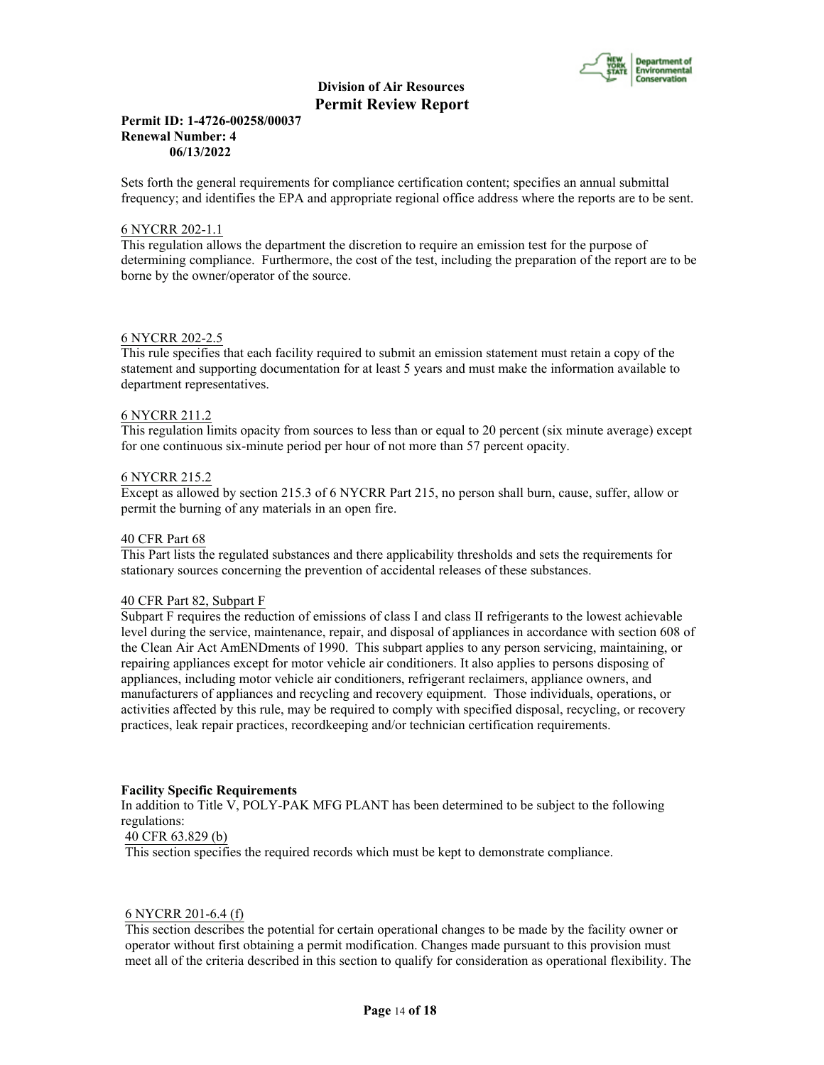Sets forth the general requirements for compliance certification content; specifies an annual submittal frequency; and identifies the EPA and appropriate regional office address where the reports are to be sent.

6 NYCRR 202-1.1
This regulation allows the department the discretion to require an emission test for the purpose of determining compliance. Furthermore, the cost of the test, including the preparation of the report are to be borne by the owner/operator of the source.

6 NYCRR 202-2.5
This rule specifies that each facility required to submit an emission statement must retain a copy of the statement and supporting documentation for at least 5 years and must make the information available to department representatives.

6 NYCRR 211.2
This regulation limits opacity from sources to less than or equal to 20 percent (six minute average) except for one continuous six-minute period per hour of not more than 57 percent opacity.

6 NYCRR 215.2
Except as allowed by section 215.3 of 6 NYCRR Part 215, no person shall burn, cause, suffer, allow or permit the burning of any materials in an open fire.

40 CFR Part 68
This Part lists the regulated substances and there applicability thresholds and sets the requirements for stationary sources concerning the prevention of accidental releases of these substances.

40 CFR Part 82, Subpart F
Subpart F requires the reduction of emissions of class I and class II refrigerants to the lowest achievable level during the service, maintenance, repair, and disposal of appliances in accordance with section 608 of the Clean Air Act AmENDments of 1990. This subpart applies to any person servicing, maintaining, or repairing appliances except for motor vehicle air conditioners. It also applies to persons disposing of appliances, including motor vehicle air conditioners, refrigerant reclaimers, appliance owners, and manufacturers of appliances and recycling and recovery equipment. Those individuals, operations, or activities affected by this rule, may be required to comply with specified disposal, recycling, or recovery practices, leak repair practices, recordkeeping and/or technician certification requirements.

**Facility Specific Requirements**
In addition to Title V, POLY-PAK MFG PLANT has been determined to be subject to the following regulations:

40 CFR 63.829 (b)
This section specifies the required records which must be kept to demonstrate compliance.

6 NYCRR 201-6.4 (f)
This section describes the potential for certain operational changes to be made by the facility owner or operator without first obtaining a permit modification. Changes made pursuant to this provision must meet all of the criteria described in this section to qualify for consideration as operational flexibility. The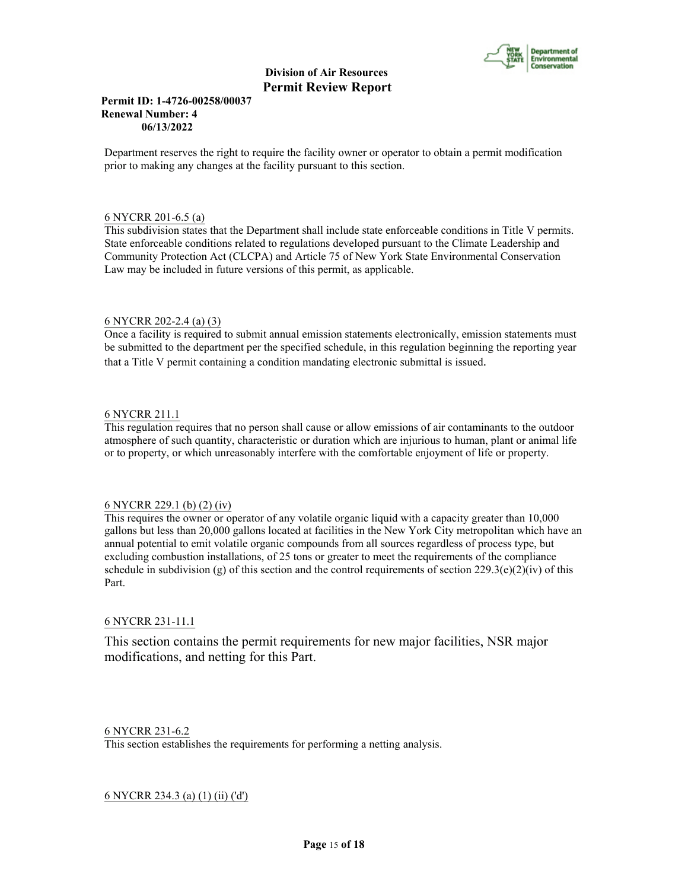Department reserves the right to require the facility owner or operator to obtain a permit modification prior to making any changes at the facility pursuant to this section.

6 NYCRR 201-6.5 (a)
This subdivision states that the Department shall include state enforceable conditions in Title V permits. State enforceable conditions related to regulations developed pursuant to the Climate Leadership and Community Protection Act (CLCPA) and Article 75 of New York State Environmental Conservation Law may be included in future versions of this permit, as applicable.

6 NYCRR 202-2.4 (a) (3)
Once a facility is required to submit annual emission statements electronically, emission statements must be submitted to the department per the specified schedule, in this regulation beginning the reporting year that a Title V permit containing a condition mandating electronic submittal is issued.

6 NYCRR 211.1
This regulation requires that no person shall cause or allow emissions of air contaminants to the outdoor atmosphere of such quantity, characteristic or duration which are injurious to human, plant or animal life or to property, or which unreasonably interfere with the comfortable enjoyment of life or property.

6 NYCRR 229.1 (b) (2) (iv)
This requires the owner or operator of any volatile organic liquid with a capacity greater than 10,000 gallons but less than 20,000 gallons located at facilities in the New York City metropolitan which have an annual potential to emit volatile organic compounds from all sources regardless of process type, but excluding combustion installations, of 25 tons or greater to meet the requirements of the compliance schedule in subdivision (g) of this section and the control requirements of section 229.3(e)(2)(iv) of this Part.

6 NYCRR 231-11.1

This section contains the permit requirements for new major facilities, NSR major modifications, and netting for this Part.

6 NYCRR 231-6.2
This section establishes the requirements for performing a netting analysis.

6 NYCRR 234.3 (a) (1) (ii) ('d')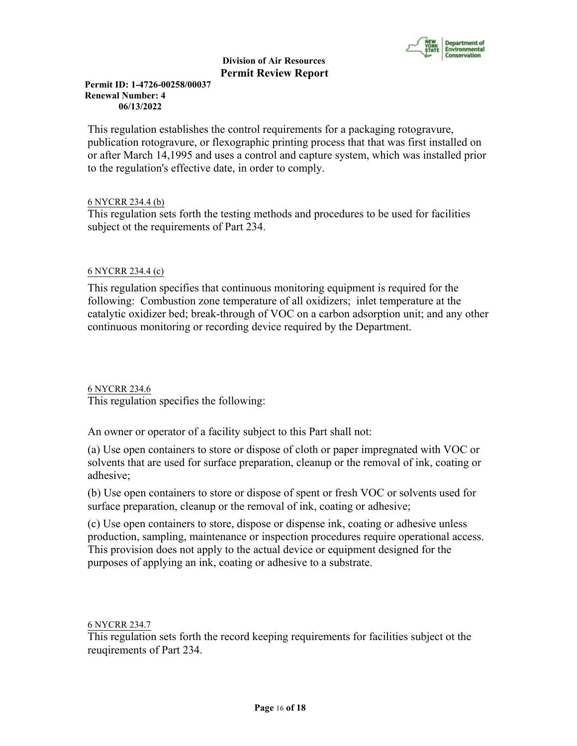This regulation establishes the control requirements for a packaging rotogravure, publication rotogravure, or flexographic printing process that that was first installed on or after March 14,1995 and uses a control and capture system, which was installed prior to the regulation's effective date, in order to comply.

6 NYCRR 234.4 (b)

This regulation sets forth the testing methods and procedures to be used for facilities subject ot the requirements of Part 234.

6 NYCRR 234.4 (c)

This regulation specifies that continuous monitoring equipment is required for the following: Combustion zone temperature of all oxidizers; inlet temperature at the catalytic oxidizer bed; break-through of VOC on a carbon adsorption unit; and any other continuous monitoring or recording device required by the Department.

6 NYCRR 234.6

This regulation specifies the following:

An owner or operator of a facility subject to this Part shall not:

(a) Use open containers to store or dispose of cloth or paper impregnated with VOC or solvents that are used for surface preparation, cleanup or the removal of ink, coating or adhesive;

(b) Use open containers to store or dispose of spent or fresh VOC or solvents used for surface preparation, cleanup or the removal of ink, coating or adhesive;

(c) Use open containers to store, dispose or dispense ink, coating or adhesive unless production, sampling, maintenance or inspection procedures require operational access. This provision does not apply to the actual device or equipment designed for the purposes of applying an ink, coating or adhesive to a substrate.

6 NYCRR 234.7

This regulation sets forth the record keeping requirements for facilities subject ot the reuqirements of Part 234.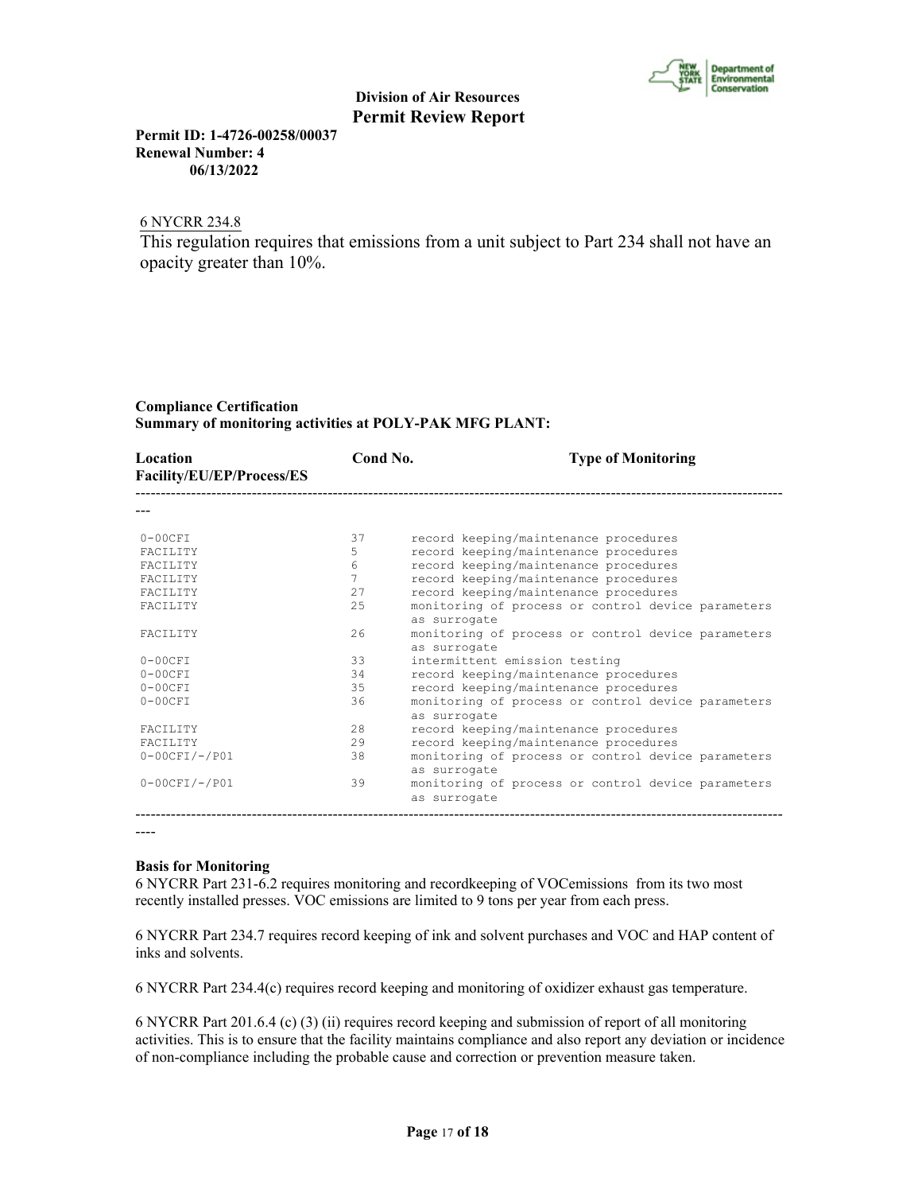6 NYCRR 234.8

This regulation requires that emissions from a unit subject to Part 234 shall not have an opacity greater than 10%.

**Compliance Certification**
**Summary of monitoring activities at POLY-PAK MFG PLANT:**

| Location Facility/EU/EP/Process/ES | Cond No. | Type of Monitoring |
|---|---|---|
| 0-00CFI | 37 | record keeping/maintenance procedures |
| FACILITY | 5 | record keeping/maintenance procedures |
| FACILITY | 6 | record keeping/maintenance procedures |
| FACILITY | 7 | record keeping/maintenance procedures |
| FACILITY | 27 | record keeping/maintenance procedures |
| FACILITY | 25 | monitoring of process or control device parameters as surrogate |
| FACILITY | 26 | monitoring of process or control device parameters as surrogate |
| 0-00CFI | 33 | intermittent emission testing |
| 0-00CFI | 34 | record keeping/maintenance procedures |
| 0-00CFI | 35 | record keeping/maintenance procedures |
| 0-00CFI | 36 | monitoring of process or control device parameters as surrogate |
| FACILITY | 28 | record keeping/maintenance procedures |
| FACILITY | 29 | record keeping/maintenance procedures |
| 0-00CFI/-/P01 | 38 | monitoring of process or control device parameters as surrogate |
| 0-00CFI/-/P01 | 39 | monitoring of process or control device parameters as surrogate |

**Basis for Monitoring**

6 NYCRR Part 231-6.2 requires monitoring and recordkeeping of VOCemissions from its two most recently installed presses. VOC emissions are limited to 9 tons per year from each press.

6 NYCRR Part 234.7 requires record keeping of ink and solvent purchases and VOC and HAP content of inks and solvents.

6 NYCRR Part 234.4(c) requires record keeping and monitoring of oxidizer exhaust gas temperature.

6 NYCRR Part 201.6.4 (c) (3) (ii) requires record keeping and submission of report of all monitoring activities. This is to ensure that the facility maintains compliance and also report any deviation or incidence of non-compliance including the probable cause and correction or prevention measure taken.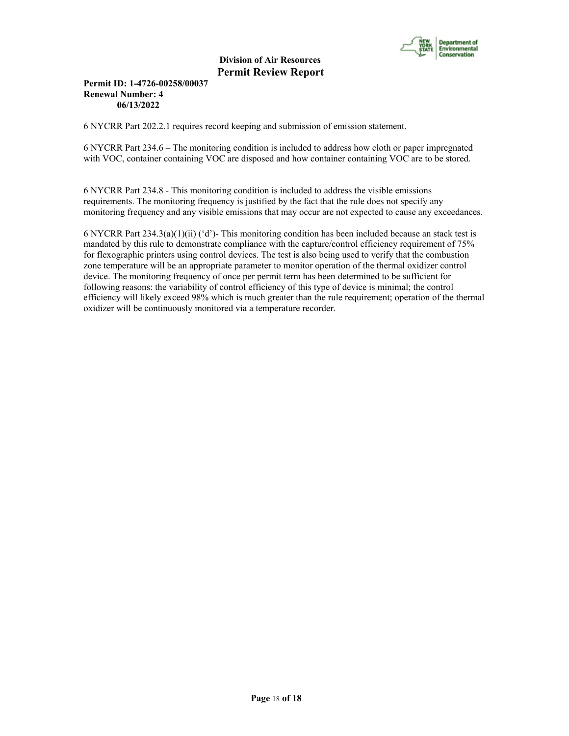6 NYCRR Part 202.2.1 requires record keeping and submission of emission statement.

6 NYCRR Part 234.6 – The monitoring condition is included to address how cloth or paper impregnated with VOC, container containing VOC are disposed and how container containing VOC are to be stored.

6 NYCRR Part 234.8 - This monitoring condition is included to address the visible emissions requirements. The monitoring frequency is justified by the fact that the rule does not specify any monitoring frequency and any visible emissions that may occur are not expected to cause any exceedances.

6 NYCRR Part 234.3(a)(1)(ii) ('d')- This monitoring condition has been included because an stack test is mandated by this rule to demonstrate compliance with the capture/control efficiency requirement of 75% for flexographic printers using control devices. The test is also being used to verify that the combustion zone temperature will be an appropriate parameter to monitor operation of the thermal oxidizer control device. The monitoring frequency of once per permit term has been determined to be sufficient for following reasons: the variability of control efficiency of this type of device is minimal; the control efficiency will likely exceed 98% which is much greater than the rule requirement; operation of the thermal oxidizer will be continuously monitored via a temperature recorder.